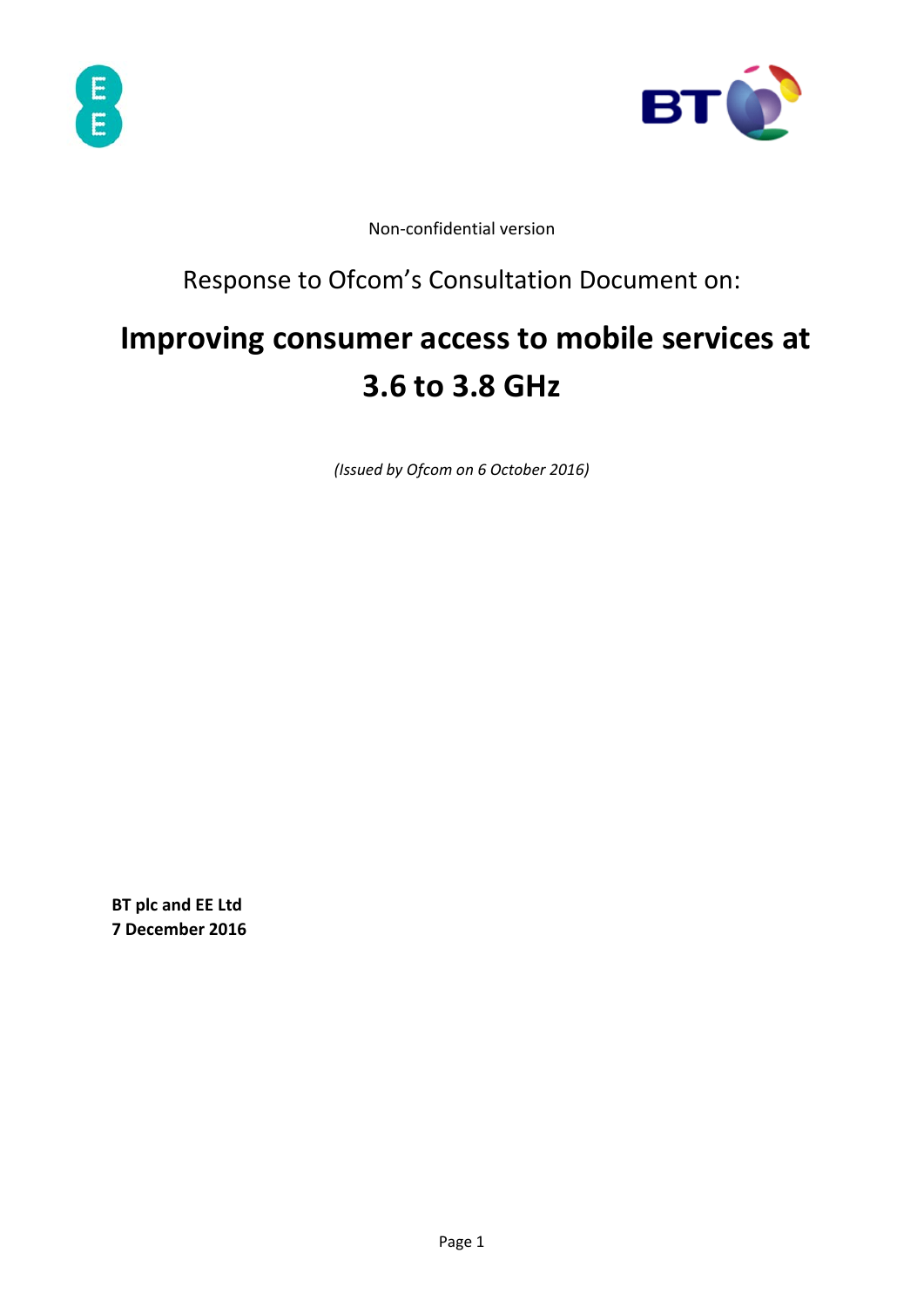Non-confidential version

Response to Ofcom's Consultation Document on:

# Improving consumer access to mobile services at 3.6 to 3.8 GHz

*(Issued by Ofcom on 6 October 2016)*

**BT plc and EE Ltd**
**7 December 2016**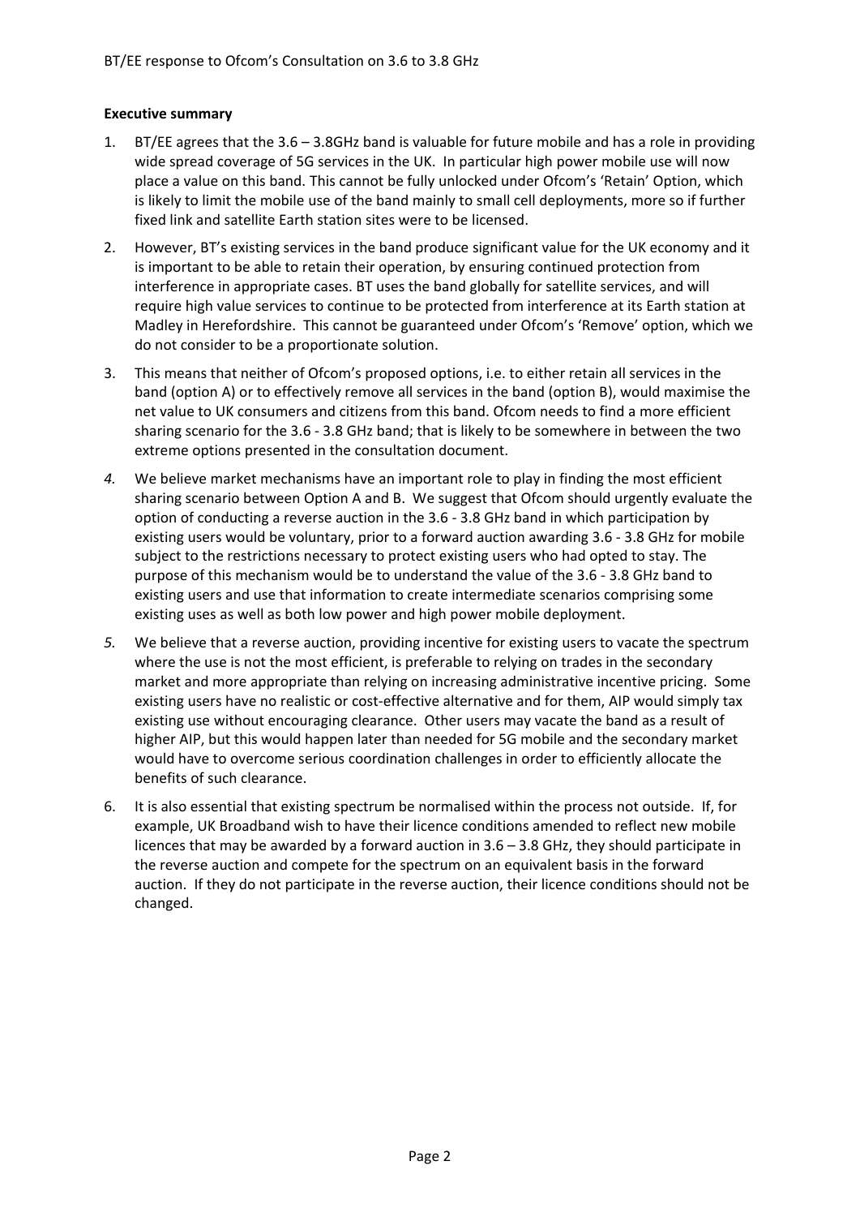**Executive summary**

1. BT/EE agrees that the 3.6 – 3.8GHz band is valuable for future mobile and has a role in providing wide spread coverage of 5G services in the UK. In particular high power mobile use will now place a value on this band. This cannot be fully unlocked under Ofcom's 'Retain' Option, which is likely to limit the mobile use of the band mainly to small cell deployments, more so if further fixed link and satellite Earth station sites were to be licensed.
2. However, BT's existing services in the band produce significant value for the UK economy and it is important to be able to retain their operation, by ensuring continued protection from interference in appropriate cases. BT uses the band globally for satellite services, and will require high value services to continue to be protected from interference at its Earth station at Madley in Herefordshire. This cannot be guaranteed under Ofcom's 'Remove' option, which we do not consider to be a proportionate solution.
3. This means that neither of Ofcom's proposed options, i.e. to either retain all services in the band (option A) or to effectively remove all services in the band (option B), would maximise the net value to UK consumers and citizens from this band. Ofcom needs to find a more efficient sharing scenario for the 3.6 - 3.8 GHz band; that is likely to be somewhere in between the two extreme options presented in the consultation document.
4. We believe market mechanisms have an important role to play in finding the most efficient sharing scenario between Option A and B. We suggest that Ofcom should urgently evaluate the option of conducting a reverse auction in the 3.6 - 3.8 GHz band in which participation by existing users would be voluntary, prior to a forward auction awarding 3.6 - 3.8 GHz for mobile subject to the restrictions necessary to protect existing users who had opted to stay. The purpose of this mechanism would be to understand the value of the 3.6 - 3.8 GHz band to existing users and use that information to create intermediate scenarios comprising some existing uses as well as both low power and high power mobile deployment.
5. We believe that a reverse auction, providing incentive for existing users to vacate the spectrum where the use is not the most efficient, is preferable to relying on trades in the secondary market and more appropriate than relying on increasing administrative incentive pricing. Some existing users have no realistic or cost-effective alternative and for them, AIP would simply tax existing use without encouraging clearance. Other users may vacate the band as a result of higher AIP, but this would happen later than needed for 5G mobile and the secondary market would have to overcome serious coordination challenges in order to efficiently allocate the benefits of such clearance.
6. It is also essential that existing spectrum be normalised within the process not outside. If, for example, UK Broadband wish to have their licence conditions amended to reflect new mobile licences that may be awarded by a forward auction in 3.6 – 3.8 GHz, they should participate in the reverse auction and compete for the spectrum on an equivalent basis in the forward auction. If they do not participate in the reverse auction, their licence conditions should not be changed.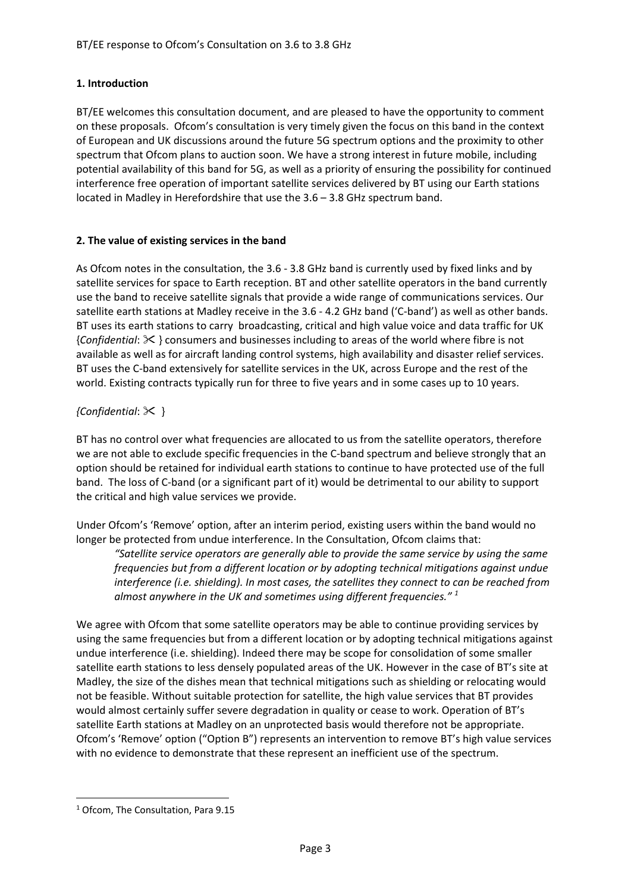## 1. Introduction

BT/EE welcomes this consultation document, and are pleased to have the opportunity to comment on these proposals. Ofcom's consultation is very timely given the focus on this band in the context of European and UK discussions around the future 5G spectrum options and the proximity to other spectrum that Ofcom plans to auction soon. We have a strong interest in future mobile, including potential availability of this band for 5G, as well as a priority of ensuring the possibility for continued interference free operation of important satellite services delivered by BT using our Earth stations located in Madley in Herefordshire that use the 3.6 – 3.8 GHz spectrum band.

## 2. The value of existing services in the band

As Ofcom notes in the consultation, the 3.6 - 3.8 GHz band is currently used by fixed links and by satellite services for space to Earth reception. BT and other satellite operators in the band currently use the band to receive satellite signals that provide a wide range of communications services. Our satellite earth stations at Madley receive in the 3.6 - 4.2 GHz band ('C-band') as well as other bands. BT uses its earth stations to carry broadcasting, critical and high value voice and data traffic for UK {*Confidential*: ✂ } consumers and businesses including to areas of the world where fibre is not available as well as for aircraft landing control systems, high availability and disaster relief services. BT uses the C-band extensively for satellite services in the UK, across Europe and the rest of the world. Existing contracts typically run for three to five years and in some cases up to 10 years.

*{Confidential*: ✂ }

BT has no control over what frequencies are allocated to us from the satellite operators, therefore we are not able to exclude specific frequencies in the C-band spectrum and believe strongly that an option should be retained for individual earth stations to continue to have protected use of the full band. The loss of C-band (or a significant part of it) would be detrimental to our ability to support the critical and high value services we provide.

Under Ofcom's 'Remove' option, after an interim period, existing users within the band would no longer be protected from undue interference. In the Consultation, Ofcom claims that:

> *"Satellite service operators are generally able to provide the same service by using the same frequencies but from a different location or by adopting technical mitigations against undue interference (i.e. shielding). In most cases, the satellites they connect to can be reached from almost anywhere in the UK and sometimes using different frequencies."* [1]

We agree with Ofcom that some satellite operators may be able to continue providing services by using the same frequencies but from a different location or by adopting technical mitigations against undue interference (i.e. shielding). Indeed there may be scope for consolidation of some smaller satellite earth stations to less densely populated areas of the UK. However in the case of BT's site at Madley, the size of the dishes mean that technical mitigations such as shielding or relocating would not be feasible. Without suitable protection for satellite, the high value services that BT provides would almost certainly suffer severe degradation in quality or cease to work. Operation of BT's satellite Earth stations at Madley on an unprotected basis would therefore not be appropriate. Ofcom's 'Remove' option ("Option B") represents an intervention to remove BT's high value services with no evidence to demonstrate that these represent an inefficient use of the spectrum.

[1] Ofcom, The Consultation, Para 9.15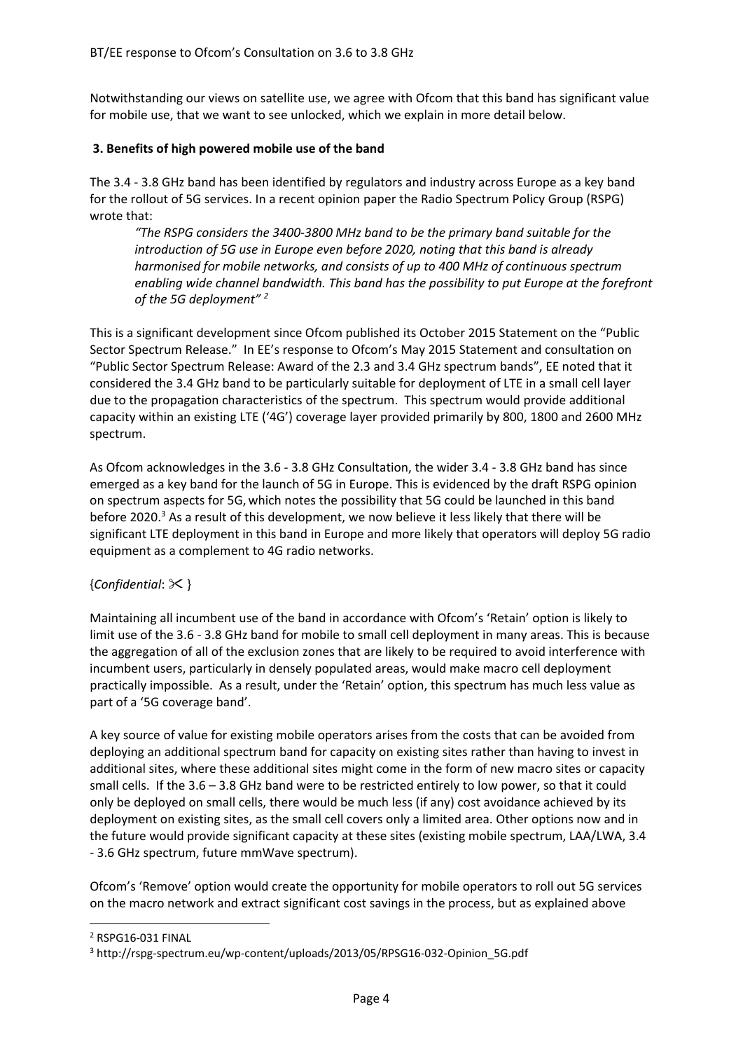Notwithstanding our views on satellite use, we agree with Ofcom that this band has significant value for mobile use, that we want to see unlocked, which we explain in more detail below.

### 3. Benefits of high powered mobile use of the band

The 3.4 - 3.8 GHz band has been identified by regulators and industry across Europe as a key band for the rollout of 5G services. In a recent opinion paper the Radio Spectrum Policy Group (RSPG) wrote that:

> *"The RSPG considers the 3400-3800 MHz band to be the primary band suitable for the introduction of 5G use in Europe even before 2020, noting that this band is already harmonised for mobile networks, and consists of up to 400 MHz of continuous spectrum enabling wide channel bandwidth. This band has the possibility to put Europe at the forefront of the 5G deployment"* [2]

This is a significant development since Ofcom published its October 2015 Statement on the "Public Sector Spectrum Release." In EE's response to Ofcom's May 2015 Statement and consultation on "Public Sector Spectrum Release: Award of the 2.3 and 3.4 GHz spectrum bands", EE noted that it considered the 3.4 GHz band to be particularly suitable for deployment of LTE in a small cell layer due to the propagation characteristics of the spectrum. This spectrum would provide additional capacity within an existing LTE ('4G') coverage layer provided primarily by 800, 1800 and 2600 MHz spectrum.

As Ofcom acknowledges in the 3.6 - 3.8 GHz Consultation, the wider 3.4 - 3.8 GHz band has since emerged as a key band for the launch of 5G in Europe. This is evidenced by the draft RSPG opinion on spectrum aspects for 5G, which notes the possibility that 5G could be launched in this band before 2020.[3] As a result of this development, we now believe it less likely that there will be significant LTE deployment in this band in Europe and more likely that operators will deploy 5G radio equipment as a complement to 4G radio networks.

{*Confidential*: ✂ }

Maintaining all incumbent use of the band in accordance with Ofcom's 'Retain' option is likely to limit use of the 3.6 - 3.8 GHz band for mobile to small cell deployment in many areas. This is because the aggregation of all of the exclusion zones that are likely to be required to avoid interference with incumbent users, particularly in densely populated areas, would make macro cell deployment practically impossible. As a result, under the 'Retain' option, this spectrum has much less value as part of a '5G coverage band'.

A key source of value for existing mobile operators arises from the costs that can be avoided from deploying an additional spectrum band for capacity on existing sites rather than having to invest in additional sites, where these additional sites might come in the form of new macro sites or capacity small cells. If the 3.6 – 3.8 GHz band were to be restricted entirely to low power, so that it could only be deployed on small cells, there would be much less (if any) cost avoidance achieved by its deployment on existing sites, as the small cell covers only a limited area. Other options now and in the future would provide significant capacity at these sites (existing mobile spectrum, LAA/LWA, 3.4 - 3.6 GHz spectrum, future mmWave spectrum).

Ofcom's 'Remove' option would create the opportunity for mobile operators to roll out 5G services on the macro network and extract significant cost savings in the process, but as explained above

---

[2] RSPG16-031 FINAL

[3] http://rspg-spectrum.eu/wp-content/uploads/2013/05/RPSG16-032-Opinion_5G.pdf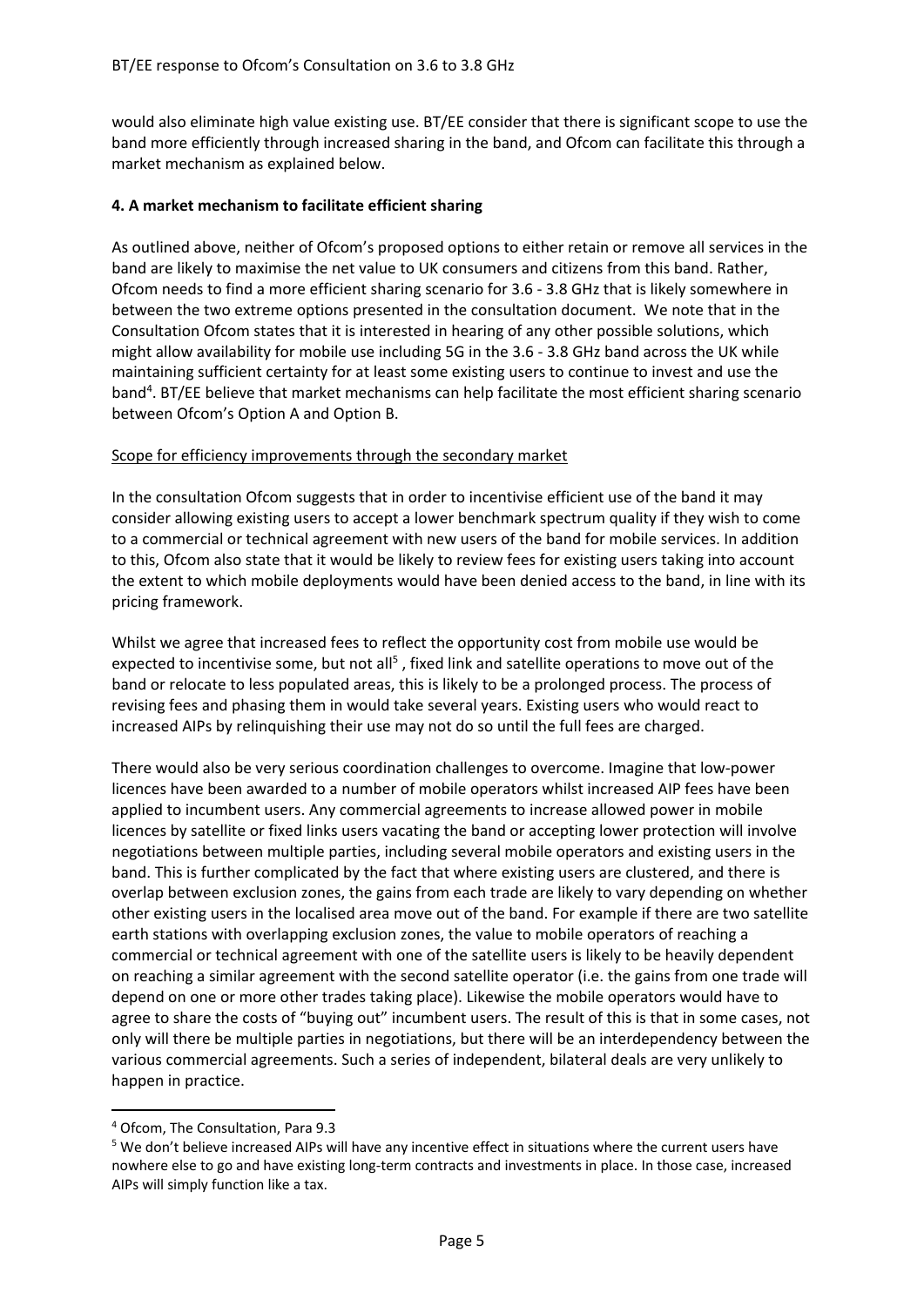would also eliminate high value existing use. BT/EE consider that there is significant scope to use the band more efficiently through increased sharing in the band, and Ofcom can facilitate this through a market mechanism as explained below.

### 4. A market mechanism to facilitate efficient sharing

As outlined above, neither of Ofcom's proposed options to either retain or remove all services in the band are likely to maximise the net value to UK consumers and citizens from this band. Rather, Ofcom needs to find a more efficient sharing scenario for 3.6 - 3.8 GHz that is likely somewhere in between the two extreme options presented in the consultation document. We note that in the Consultation Ofcom states that it is interested in hearing of any other possible solutions, which might allow availability for mobile use including 5G in the 3.6 - 3.8 GHz band across the UK while maintaining sufficient certainty for at least some existing users to continue to invest and use the band[4]. BT/EE believe that market mechanisms can help facilitate the most efficient sharing scenario between Ofcom's Option A and Option B.

Scope for efficiency improvements through the secondary market

In the consultation Ofcom suggests that in order to incentivise efficient use of the band it may consider allowing existing users to accept a lower benchmark spectrum quality if they wish to come to a commercial or technical agreement with new users of the band for mobile services. In addition to this, Ofcom also state that it would be likely to review fees for existing users taking into account the extent to which mobile deployments would have been denied access to the band, in line with its pricing framework.

Whilst we agree that increased fees to reflect the opportunity cost from mobile use would be expected to incentivise some, but not all[5], fixed link and satellite operations to move out of the band or relocate to less populated areas, this is likely to be a prolonged process. The process of revising fees and phasing them in would take several years. Existing users who would react to increased AIPs by relinquishing their use may not do so until the full fees are charged.

There would also be very serious coordination challenges to overcome. Imagine that low-power licences have been awarded to a number of mobile operators whilst increased AIP fees have been applied to incumbent users. Any commercial agreements to increase allowed power in mobile licences by satellite or fixed links users vacating the band or accepting lower protection will involve negotiations between multiple parties, including several mobile operators and existing users in the band. This is further complicated by the fact that where existing users are clustered, and there is overlap between exclusion zones, the gains from each trade are likely to vary depending on whether other existing users in the localised area move out of the band. For example if there are two satellite earth stations with overlapping exclusion zones, the value to mobile operators of reaching a commercial or technical agreement with one of the satellite users is likely to be heavily dependent on reaching a similar agreement with the second satellite operator (i.e. the gains from one trade will depend on one or more other trades taking place). Likewise the mobile operators would have to agree to share the costs of "buying out" incumbent users. The result of this is that in some cases, not only will there be multiple parties in negotiations, but there will be an interdependency between the various commercial agreements. Such a series of independent, bilateral deals are very unlikely to happen in practice.

---

[4] Ofcom, The Consultation, Para 9.3

[5] We don't believe increased AIPs will have any incentive effect in situations where the current users have nowhere else to go and have existing long-term contracts and investments in place. In those case, increased AIPs will simply function like a tax.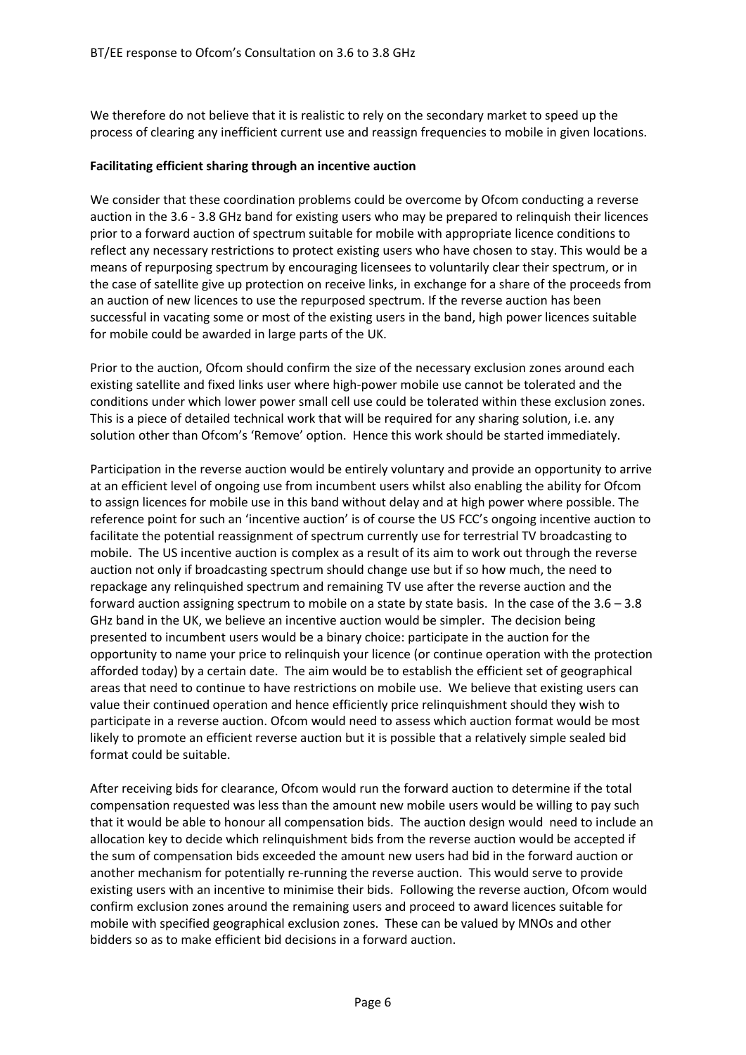We therefore do not believe that it is realistic to rely on the secondary market to speed up the process of clearing any inefficient current use and reassign frequencies to mobile in given locations.

**Facilitating efficient sharing through an incentive auction**

We consider that these coordination problems could be overcome by Ofcom conducting a reverse auction in the 3.6 - 3.8 GHz band for existing users who may be prepared to relinquish their licences prior to a forward auction of spectrum suitable for mobile with appropriate licence conditions to reflect any necessary restrictions to protect existing users who have chosen to stay. This would be a means of repurposing spectrum by encouraging licensees to voluntarily clear their spectrum, or in the case of satellite give up protection on receive links, in exchange for a share of the proceeds from an auction of new licences to use the repurposed spectrum. If the reverse auction has been successful in vacating some or most of the existing users in the band, high power licences suitable for mobile could be awarded in large parts of the UK.

Prior to the auction, Ofcom should confirm the size of the necessary exclusion zones around each existing satellite and fixed links user where high-power mobile use cannot be tolerated and the conditions under which lower power small cell use could be tolerated within these exclusion zones. This is a piece of detailed technical work that will be required for any sharing solution, i.e. any solution other than Ofcom's 'Remove' option. Hence this work should be started immediately.

Participation in the reverse auction would be entirely voluntary and provide an opportunity to arrive at an efficient level of ongoing use from incumbent users whilst also enabling the ability for Ofcom to assign licences for mobile use in this band without delay and at high power where possible. The reference point for such an 'incentive auction' is of course the US FCC's ongoing incentive auction to facilitate the potential reassignment of spectrum currently use for terrestrial TV broadcasting to mobile. The US incentive auction is complex as a result of its aim to work out through the reverse auction not only if broadcasting spectrum should change use but if so how much, the need to repackage any relinquished spectrum and remaining TV use after the reverse auction and the forward auction assigning spectrum to mobile on a state by state basis. In the case of the 3.6 – 3.8 GHz band in the UK, we believe an incentive auction would be simpler. The decision being presented to incumbent users would be a binary choice: participate in the auction for the opportunity to name your price to relinquish your licence (or continue operation with the protection afforded today) by a certain date. The aim would be to establish the efficient set of geographical areas that need to continue to have restrictions on mobile use. We believe that existing users can value their continued operation and hence efficiently price relinquishment should they wish to participate in a reverse auction. Ofcom would need to assess which auction format would be most likely to promote an efficient reverse auction but it is possible that a relatively simple sealed bid format could be suitable.

After receiving bids for clearance, Ofcom would run the forward auction to determine if the total compensation requested was less than the amount new mobile users would be willing to pay such that it would be able to honour all compensation bids. The auction design would need to include an allocation key to decide which relinquishment bids from the reverse auction would be accepted if the sum of compensation bids exceeded the amount new users had bid in the forward auction or another mechanism for potentially re-running the reverse auction. This would serve to provide existing users with an incentive to minimise their bids. Following the reverse auction, Ofcom would confirm exclusion zones around the remaining users and proceed to award licences suitable for mobile with specified geographical exclusion zones. These can be valued by MNOs and other bidders so as to make efficient bid decisions in a forward auction.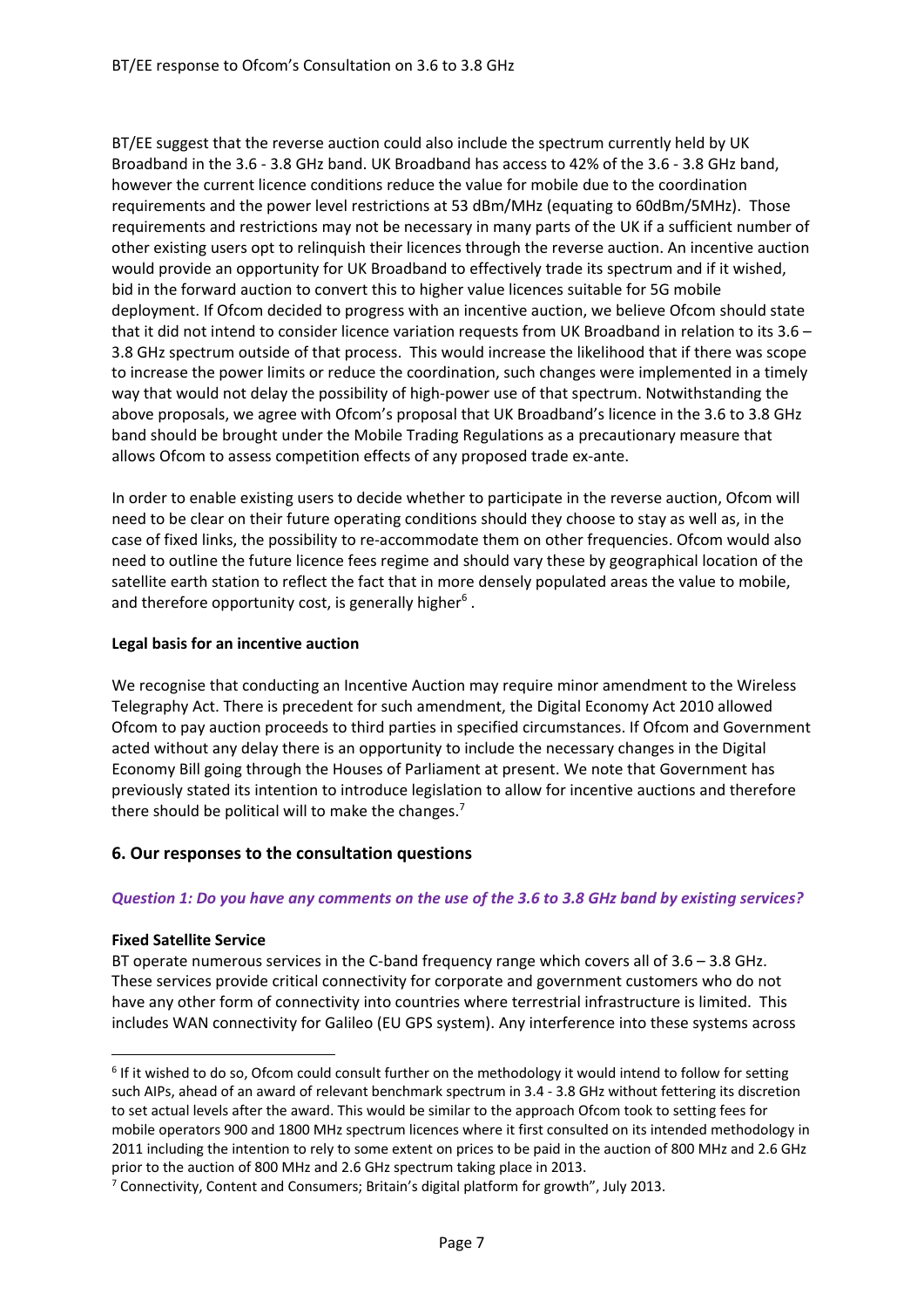BT/EE suggest that the reverse auction could also include the spectrum currently held by UK Broadband in the 3.6 - 3.8 GHz band. UK Broadband has access to 42% of the 3.6 - 3.8 GHz band, however the current licence conditions reduce the value for mobile due to the coordination requirements and the power level restrictions at 53 dBm/MHz (equating to 60dBm/5MHz). Those requirements and restrictions may not be necessary in many parts of the UK if a sufficient number of other existing users opt to relinquish their licences through the reverse auction. An incentive auction would provide an opportunity for UK Broadband to effectively trade its spectrum and if it wished, bid in the forward auction to convert this to higher value licences suitable for 5G mobile deployment. If Ofcom decided to progress with an incentive auction, we believe Ofcom should state that it did not intend to consider licence variation requests from UK Broadband in relation to its 3.6 – 3.8 GHz spectrum outside of that process. This would increase the likelihood that if there was scope to increase the power limits or reduce the coordination, such changes were implemented in a timely way that would not delay the possibility of high-power use of that spectrum. Notwithstanding the above proposals, we agree with Ofcom's proposal that UK Broadband's licence in the 3.6 to 3.8 GHz band should be brought under the Mobile Trading Regulations as a precautionary measure that allows Ofcom to assess competition effects of any proposed trade ex-ante.

In order to enable existing users to decide whether to participate in the reverse auction, Ofcom will need to be clear on their future operating conditions should they choose to stay as well as, in the case of fixed links, the possibility to re-accommodate them on other frequencies. Ofcom would also need to outline the future licence fees regime and should vary these by geographical location of the satellite earth station to reflect the fact that in more densely populated areas the value to mobile, and therefore opportunity cost, is generally higher[6] .

**Legal basis for an incentive auction**

We recognise that conducting an Incentive Auction may require minor amendment to the Wireless Telegraphy Act. There is precedent for such amendment, the Digital Economy Act 2010 allowed Ofcom to pay auction proceeds to third parties in specified circumstances. If Ofcom and Government acted without any delay there is an opportunity to include the necessary changes in the Digital Economy Bill going through the Houses of Parliament at present. We note that Government has previously stated its intention to introduce legislation to allow for incentive auctions and therefore there should be political will to make the changes.[7]

## 6. Our responses to the consultation questions

***Question 1: Do you have any comments on the use of the 3.6 to 3.8 GHz band by existing services?***

**Fixed Satellite Service**

BT operate numerous services in the C-band frequency range which covers all of 3.6 – 3.8 GHz. These services provide critical connectivity for corporate and government customers who do not have any other form of connectivity into countries where terrestrial infrastructure is limited. This includes WAN connectivity for Galileo (EU GPS system). Any interference into these systems across

---

[6] If it wished to do so, Ofcom could consult further on the methodology it would intend to follow for setting such AIPs, ahead of an award of relevant benchmark spectrum in 3.4 - 3.8 GHz without fettering its discretion to set actual levels after the award. This would be similar to the approach Ofcom took to setting fees for mobile operators 900 and 1800 MHz spectrum licences where it first consulted on its intended methodology in 2011 including the intention to rely to some extent on prices to be paid in the auction of 800 MHz and 2.6 GHz prior to the auction of 800 MHz and 2.6 GHz spectrum taking place in 2013.

[7] Connectivity, Content and Consumers; Britain's digital platform for growth", July 2013.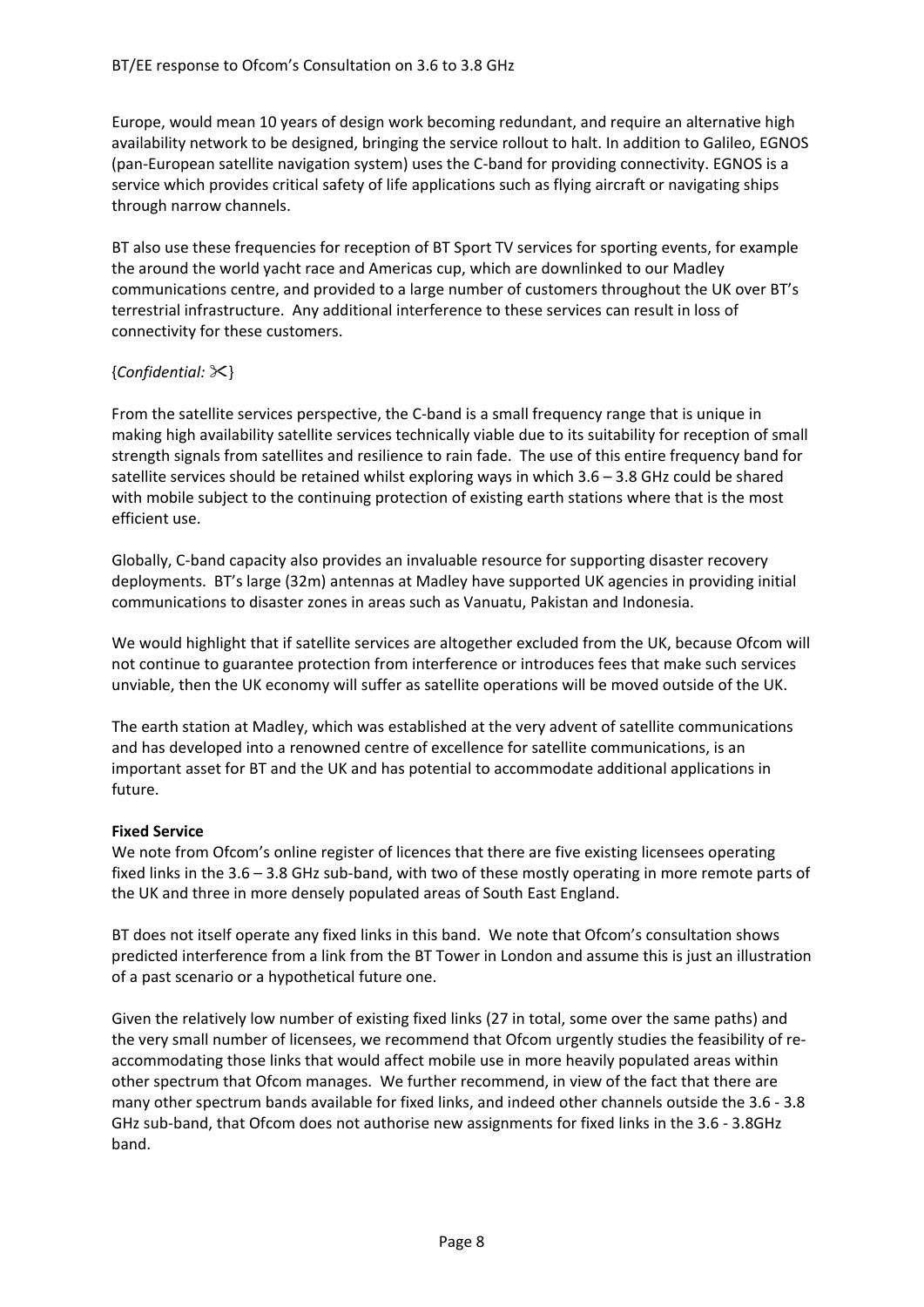Europe, would mean 10 years of design work becoming redundant, and require an alternative high availability network to be designed, bringing the service rollout to halt. In addition to Galileo, EGNOS (pan-European satellite navigation system) uses the C-band for providing connectivity. EGNOS is a service which provides critical safety of life applications such as flying aircraft or navigating ships through narrow channels.

BT also use these frequencies for reception of BT Sport TV services for sporting events, for example the around the world yacht race and Americas cup, which are downlinked to our Madley communications centre, and provided to a large number of customers throughout the UK over BT's terrestrial infrastructure. Any additional interference to these services can result in loss of connectivity for these customers.

{*Confidential:* ✂}

From the satellite services perspective, the C-band is a small frequency range that is unique in making high availability satellite services technically viable due to its suitability for reception of small strength signals from satellites and resilience to rain fade. The use of this entire frequency band for satellite services should be retained whilst exploring ways in which 3.6 – 3.8 GHz could be shared with mobile subject to the continuing protection of existing earth stations where that is the most efficient use.

Globally, C-band capacity also provides an invaluable resource for supporting disaster recovery deployments. BT's large (32m) antennas at Madley have supported UK agencies in providing initial communications to disaster zones in areas such as Vanuatu, Pakistan and Indonesia.

We would highlight that if satellite services are altogether excluded from the UK, because Ofcom will not continue to guarantee protection from interference or introduces fees that make such services unviable, then the UK economy will suffer as satellite operations will be moved outside of the UK.

The earth station at Madley, which was established at the very advent of satellite communications and has developed into a renowned centre of excellence for satellite communications, is an important asset for BT and the UK and has potential to accommodate additional applications in future.

**Fixed Service**

We note from Ofcom's online register of licences that there are five existing licensees operating fixed links in the 3.6 – 3.8 GHz sub-band, with two of these mostly operating in more remote parts of the UK and three in more densely populated areas of South East England.

BT does not itself operate any fixed links in this band. We note that Ofcom's consultation shows predicted interference from a link from the BT Tower in London and assume this is just an illustration of a past scenario or a hypothetical future one.

Given the relatively low number of existing fixed links (27 in total, some over the same paths) and the very small number of licensees, we recommend that Ofcom urgently studies the feasibility of re-accommodating those links that would affect mobile use in more heavily populated areas within other spectrum that Ofcom manages. We further recommend, in view of the fact that there are many other spectrum bands available for fixed links, and indeed other channels outside the 3.6 - 3.8 GHz sub-band, that Ofcom does not authorise new assignments for fixed links in the 3.6 - 3.8GHz band.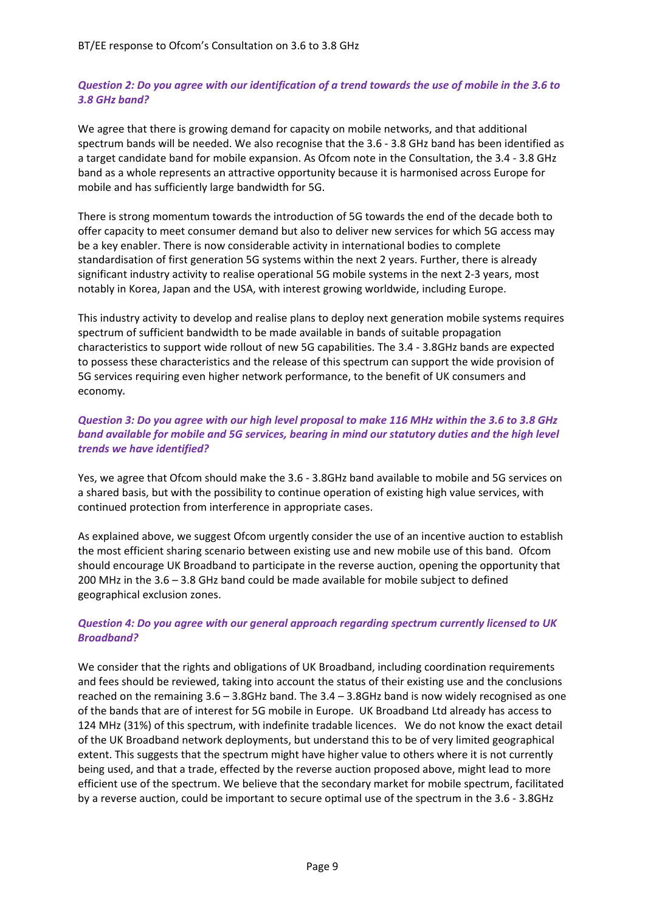***Question 2: Do you agree with our identification of a trend towards the use of mobile in the 3.6 to 3.8 GHz band?***

We agree that there is growing demand for capacity on mobile networks, and that additional spectrum bands will be needed. We also recognise that the 3.6 - 3.8 GHz band has been identified as a target candidate band for mobile expansion. As Ofcom note in the Consultation, the 3.4 - 3.8 GHz band as a whole represents an attractive opportunity because it is harmonised across Europe for mobile and has sufficiently large bandwidth for 5G.

There is strong momentum towards the introduction of 5G towards the end of the decade both to offer capacity to meet consumer demand but also to deliver new services for which 5G access may be a key enabler. There is now considerable activity in international bodies to complete standardisation of first generation 5G systems within the next 2 years. Further, there is already significant industry activity to realise operational 5G mobile systems in the next 2-3 years, most notably in Korea, Japan and the USA, with interest growing worldwide, including Europe.

This industry activity to develop and realise plans to deploy next generation mobile systems requires spectrum of sufficient bandwidth to be made available in bands of suitable propagation characteristics to support wide rollout of new 5G capabilities. The 3.4 - 3.8GHz bands are expected to possess these characteristics and the release of this spectrum can support the wide provision of 5G services requiring even higher network performance, to the benefit of UK consumers and economy.

***Question 3: Do you agree with our high level proposal to make 116 MHz within the 3.6 to 3.8 GHz band available for mobile and 5G services, bearing in mind our statutory duties and the high level trends we have identified?***

Yes, we agree that Ofcom should make the 3.6 - 3.8GHz band available to mobile and 5G services on a shared basis, but with the possibility to continue operation of existing high value services, with continued protection from interference in appropriate cases.

As explained above, we suggest Ofcom urgently consider the use of an incentive auction to establish the most efficient sharing scenario between existing use and new mobile use of this band. Ofcom should encourage UK Broadband to participate in the reverse auction, opening the opportunity that 200 MHz in the 3.6 – 3.8 GHz band could be made available for mobile subject to defined geographical exclusion zones.

***Question 4: Do you agree with our general approach regarding spectrum currently licensed to UK Broadband?***

We consider that the rights and obligations of UK Broadband, including coordination requirements and fees should be reviewed, taking into account the status of their existing use and the conclusions reached on the remaining 3.6 – 3.8GHz band. The 3.4 – 3.8GHz band is now widely recognised as one of the bands that are of interest for 5G mobile in Europe. UK Broadband Ltd already has access to 124 MHz (31%) of this spectrum, with indefinite tradable licences. We do not know the exact detail of the UK Broadband network deployments, but understand this to be of very limited geographical extent. This suggests that the spectrum might have higher value to others where it is not currently being used, and that a trade, effected by the reverse auction proposed above, might lead to more efficient use of the spectrum. We believe that the secondary market for mobile spectrum, facilitated by a reverse auction, could be important to secure optimal use of the spectrum in the 3.6 - 3.8GHz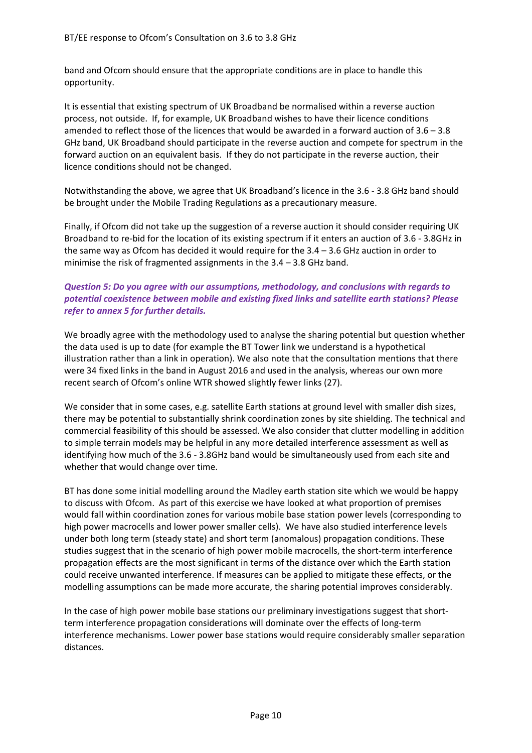band and Ofcom should ensure that the appropriate conditions are in place to handle this opportunity.

It is essential that existing spectrum of UK Broadband be normalised within a reverse auction process, not outside. If, for example, UK Broadband wishes to have their licence conditions amended to reflect those of the licences that would be awarded in a forward auction of 3.6 – 3.8 GHz band, UK Broadband should participate in the reverse auction and compete for spectrum in the forward auction on an equivalent basis. If they do not participate in the reverse auction, their licence conditions should not be changed.

Notwithstanding the above, we agree that UK Broadband's licence in the 3.6 - 3.8 GHz band should be brought under the Mobile Trading Regulations as a precautionary measure.

Finally, if Ofcom did not take up the suggestion of a reverse auction it should consider requiring UK Broadband to re-bid for the location of its existing spectrum if it enters an auction of 3.6 - 3.8GHz in the same way as Ofcom has decided it would require for the 3.4 – 3.6 GHz auction in order to minimise the risk of fragmented assignments in the 3.4 – 3.8 GHz band.

***Question 5: Do you agree with our assumptions, methodology, and conclusions with regards to potential coexistence between mobile and existing fixed links and satellite earth stations? Please refer to annex 5 for further details.***

We broadly agree with the methodology used to analyse the sharing potential but question whether the data used is up to date (for example the BT Tower link we understand is a hypothetical illustration rather than a link in operation). We also note that the consultation mentions that there were 34 fixed links in the band in August 2016 and used in the analysis, whereas our own more recent search of Ofcom's online WTR showed slightly fewer links (27).

We consider that in some cases, e.g. satellite Earth stations at ground level with smaller dish sizes, there may be potential to substantially shrink coordination zones by site shielding. The technical and commercial feasibility of this should be assessed. We also consider that clutter modelling in addition to simple terrain models may be helpful in any more detailed interference assessment as well as identifying how much of the 3.6 - 3.8GHz band would be simultaneously used from each site and whether that would change over time.

BT has done some initial modelling around the Madley earth station site which we would be happy to discuss with Ofcom. As part of this exercise we have looked at what proportion of premises would fall within coordination zones for various mobile base station power levels (corresponding to high power macrocells and lower power smaller cells). We have also studied interference levels under both long term (steady state) and short term (anomalous) propagation conditions. These studies suggest that in the scenario of high power mobile macrocells, the short-term interference propagation effects are the most significant in terms of the distance over which the Earth station could receive unwanted interference. If measures can be applied to mitigate these effects, or the modelling assumptions can be made more accurate, the sharing potential improves considerably.

In the case of high power mobile base stations our preliminary investigations suggest that short-term interference propagation considerations will dominate over the effects of long-term interference mechanisms. Lower power base stations would require considerably smaller separation distances.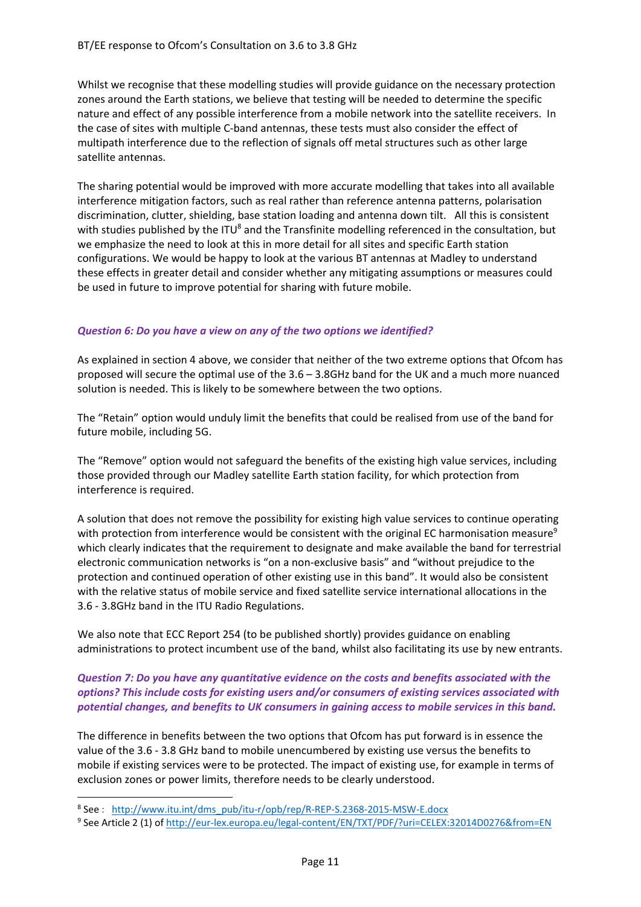Whilst we recognise that these modelling studies will provide guidance on the necessary protection zones around the Earth stations, we believe that testing will be needed to determine the specific nature and effect of any possible interference from a mobile network into the satellite receivers. In the case of sites with multiple C-band antennas, these tests must also consider the effect of multipath interference due to the reflection of signals off metal structures such as other large satellite antennas.

The sharing potential would be improved with more accurate modelling that takes into all available interference mitigation factors, such as real rather than reference antenna patterns, polarisation discrimination, clutter, shielding, base station loading and antenna down tilt. All this is consistent with studies published by the ITU[8] and the Transfinite modelling referenced in the consultation, but we emphasize the need to look at this in more detail for all sites and specific Earth station configurations. We would be happy to look at the various BT antennas at Madley to understand these effects in greater detail and consider whether any mitigating assumptions or measures could be used in future to improve potential for sharing with future mobile.

### *Question 6: Do you have a view on any of the two options we identified?*

As explained in section 4 above, we consider that neither of the two extreme options that Ofcom has proposed will secure the optimal use of the 3.6 – 3.8GHz band for the UK and a much more nuanced solution is needed. This is likely to be somewhere between the two options.

The "Retain" option would unduly limit the benefits that could be realised from use of the band for future mobile, including 5G.

The "Remove" option would not safeguard the benefits of the existing high value services, including those provided through our Madley satellite Earth station facility, for which protection from interference is required.

A solution that does not remove the possibility for existing high value services to continue operating with protection from interference would be consistent with the original EC harmonisation measure[9] which clearly indicates that the requirement to designate and make available the band for terrestrial electronic communication networks is "on a non-exclusive basis" and "without prejudice to the protection and continued operation of other existing use in this band". It would also be consistent with the relative status of mobile service and fixed satellite service international allocations in the 3.6 - 3.8GHz band in the ITU Radio Regulations.

We also note that ECC Report 254 (to be published shortly) provides guidance on enabling administrations to protect incumbent use of the band, whilst also facilitating its use by new entrants.

### *Question 7: Do you have any quantitative evidence on the costs and benefits associated with the options? This include costs for existing users and/or consumers of existing services associated with potential changes, and benefits to UK consumers in gaining access to mobile services in this band.*

The difference in benefits between the two options that Ofcom has put forward is in essence the value of the 3.6 - 3.8 GHz band to mobile unencumbered by existing use versus the benefits to mobile if existing services were to be protected. The impact of existing use, for example in terms of exclusion zones or power limits, therefore needs to be clearly understood.

---

[8] See : http://www.itu.int/dms_pub/itu-r/opb/rep/R-REP-S.2368-2015-MSW-E.docx

[9] See Article 2 (1) of http://eur-lex.europa.eu/legal-content/EN/TXT/PDF/?uri=CELEX:32014D0276&from=EN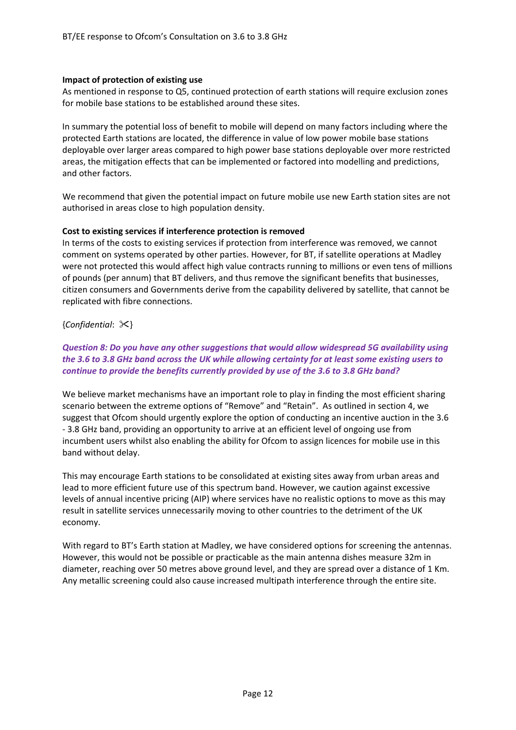**Impact of protection of existing use**

As mentioned in response to Q5, continued protection of earth stations will require exclusion zones for mobile base stations to be established around these sites.

In summary the potential loss of benefit to mobile will depend on many factors including where the protected Earth stations are located, the difference in value of low power mobile base stations deployable over larger areas compared to high power base stations deployable over more restricted areas, the mitigation effects that can be implemented or factored into modelling and predictions, and other factors.

We recommend that given the potential impact on future mobile use new Earth station sites are not authorised in areas close to high population density.

**Cost to existing services if interference protection is removed**

In terms of the costs to existing services if protection from interference was removed, we cannot comment on systems operated by other parties. However, for BT, if satellite operations at Madley were not protected this would affect high value contracts running to millions or even tens of millions of pounds (per annum) that BT delivers, and thus remove the significant benefits that businesses, citizen consumers and Governments derive from the capability delivered by satellite, that cannot be replicated with fibre connections.

{*Confidential*: ✂}

***Question 8: Do you have any other suggestions that would allow widespread 5G availability using the 3.6 to 3.8 GHz band across the UK while allowing certainty for at least some existing users to continue to provide the benefits currently provided by use of the 3.6 to 3.8 GHz band?***

We believe market mechanisms have an important role to play in finding the most efficient sharing scenario between the extreme options of "Remove" and "Retain". As outlined in section 4, we suggest that Ofcom should urgently explore the option of conducting an incentive auction in the 3.6 - 3.8 GHz band, providing an opportunity to arrive at an efficient level of ongoing use from incumbent users whilst also enabling the ability for Ofcom to assign licences for mobile use in this band without delay.

This may encourage Earth stations to be consolidated at existing sites away from urban areas and lead to more efficient future use of this spectrum band. However, we caution against excessive levels of annual incentive pricing (AIP) where services have no realistic options to move as this may result in satellite services unnecessarily moving to other countries to the detriment of the UK economy.

With regard to BT's Earth station at Madley, we have considered options for screening the antennas. However, this would not be possible or practicable as the main antenna dishes measure 32m in diameter, reaching over 50 metres above ground level, and they are spread over a distance of 1 Km. Any metallic screening could also cause increased multipath interference through the entire site.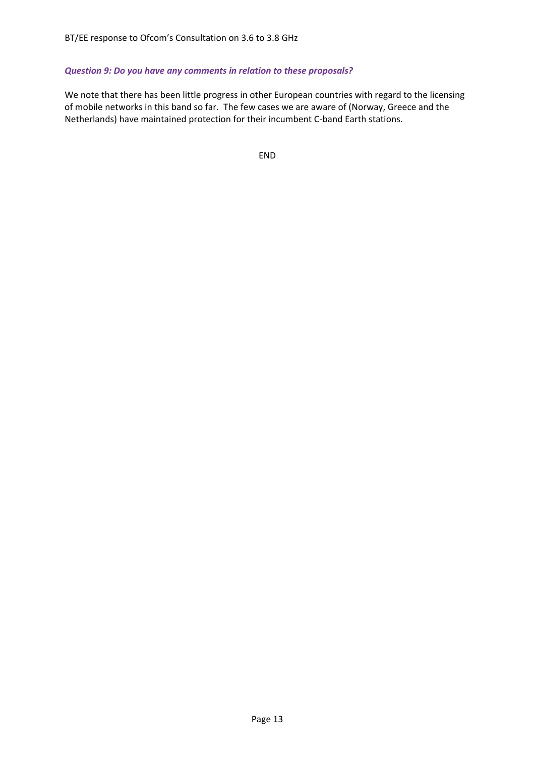***Question 9: Do you have any comments in relation to these proposals?***

We note that there has been little progress in other European countries with regard to the licensing of mobile networks in this band so far. The few cases we are aware of (Norway, Greece and the Netherlands) have maintained protection for their incumbent C-band Earth stations.

END